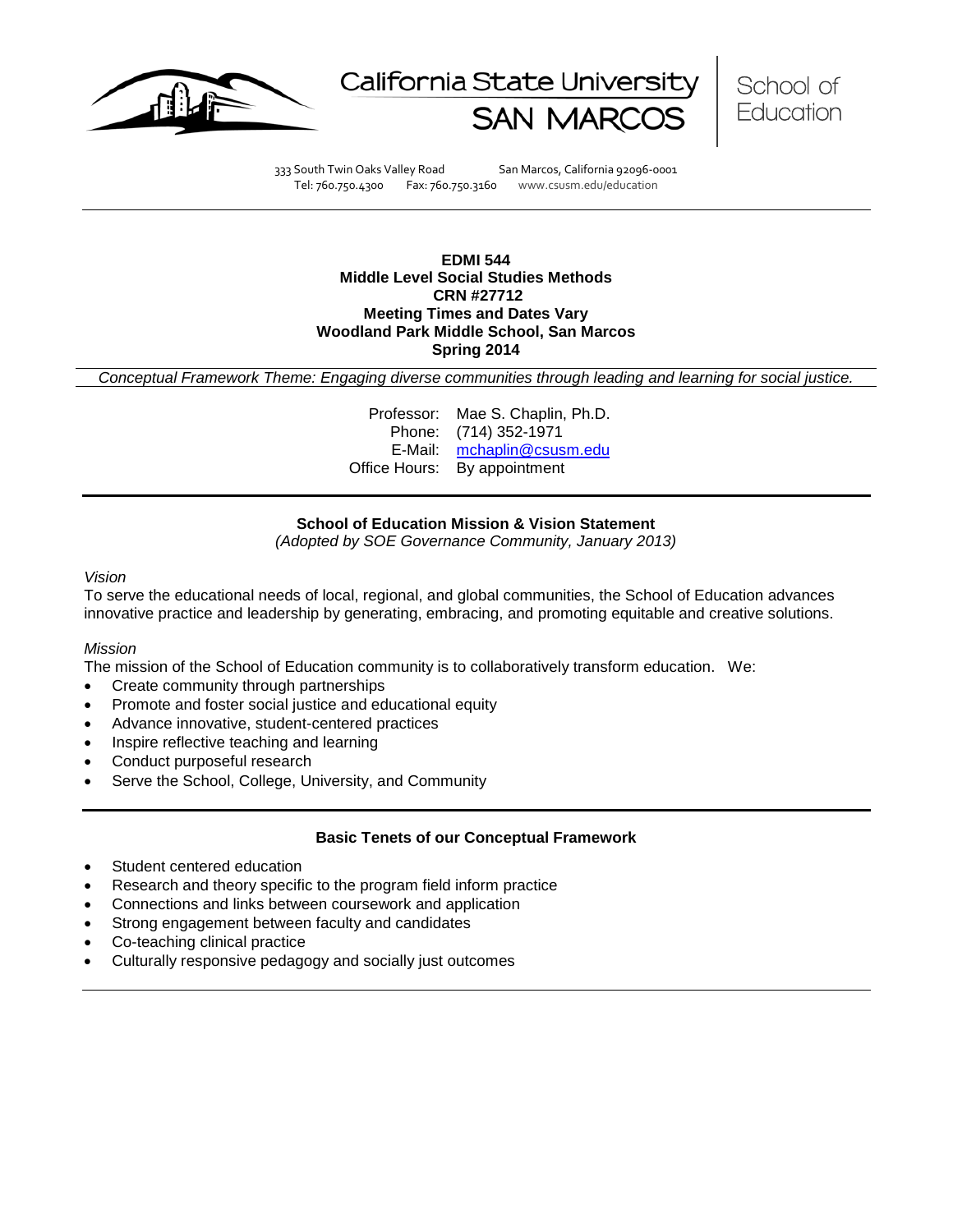California State University SAN MARCOS | School of Education

333 South Twin Oaks Valley Road San Marcos, California 92096-0001
Tel: 760.750.4300 Fax: 760.750.3160 www.csusm.edu/education

---

**EDMI 544**
**Middle Level Social Studies Methods**
**CRN #27712**
**Meeting Times and Dates Vary**
**Woodland Park Middle School, San Marcos**
**Spring 2014**

*Conceptual Framework Theme: Engaging diverse communities through leading and learning for social justice.*

Professor: Mae S. Chaplin, Ph.D.
Phone: (714) 352-1971
E-Mail: mchaplin@csusm.edu
Office Hours: By appointment

---

## School of Education Mission & Vision Statement

*(Adopted by SOE Governance Community, January 2013)*

*Vision*

To serve the educational needs of local, regional, and global communities, the School of Education advances innovative practice and leadership by generating, embracing, and promoting equitable and creative solutions.

*Mission*

The mission of the School of Education community is to collaboratively transform education. We:

- Create community through partnerships
- Promote and foster social justice and educational equity
- Advance innovative, student-centered practices
- Inspire reflective teaching and learning
- Conduct purposeful research
- Serve the School, College, University, and Community

---

## Basic Tenets of our Conceptual Framework

- Student centered education
- Research and theory specific to the program field inform practice
- Connections and links between coursework and application
- Strong engagement between faculty and candidates
- Co-teaching clinical practice
- Culturally responsive pedagogy and socially just outcomes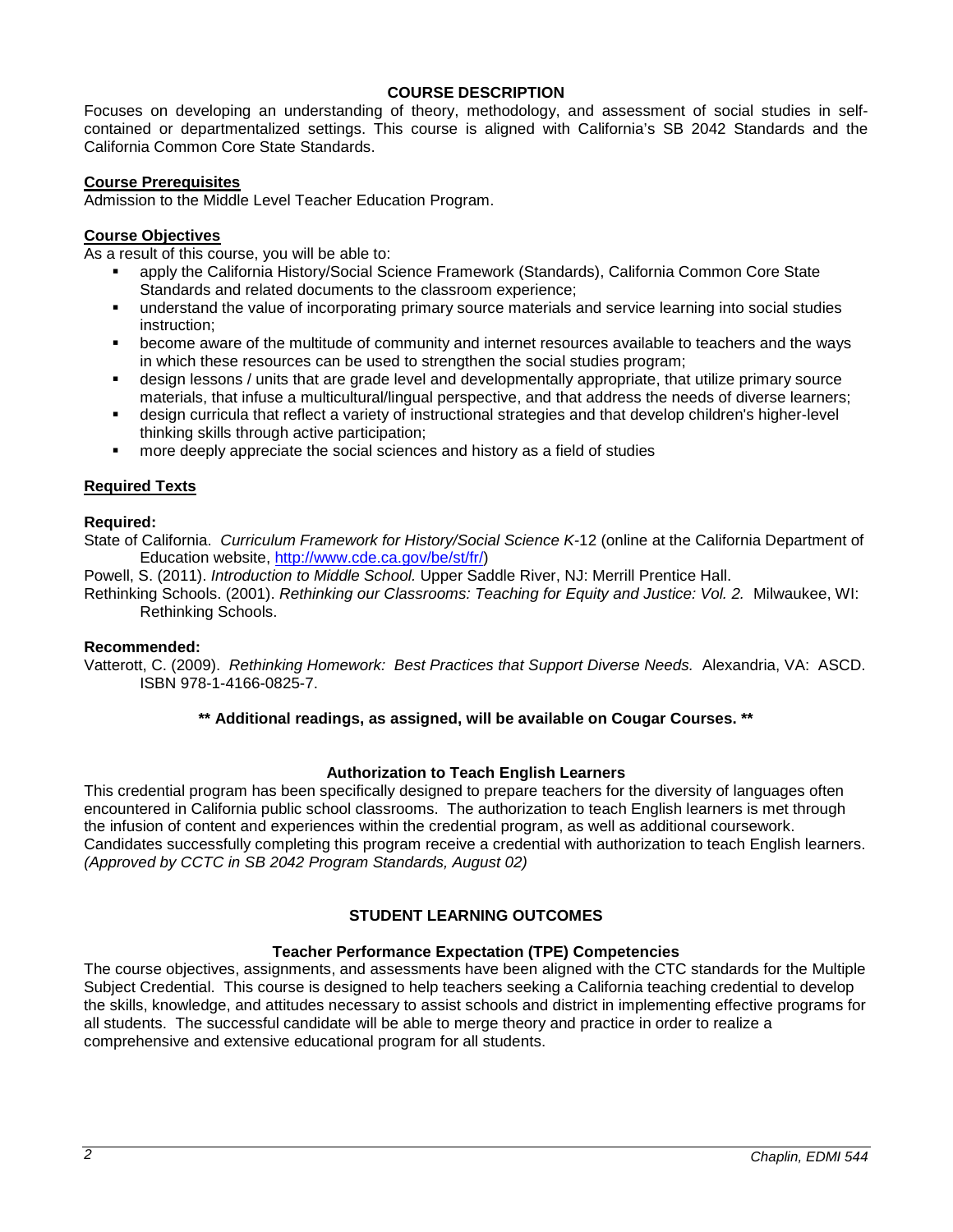## COURSE DESCRIPTION

Focuses on developing an understanding of theory, methodology, and assessment of social studies in self-contained or departmentalized settings. This course is aligned with California's SB 2042 Standards and the California Common Core State Standards.

### Course Prerequisites

Admission to the Middle Level Teacher Education Program.

### Course Objectives

As a result of this course, you will be able to:

- apply the California History/Social Science Framework (Standards), California Common Core State Standards and related documents to the classroom experience;
- understand the value of incorporating primary source materials and service learning into social studies instruction;
- become aware of the multitude of community and internet resources available to teachers and the ways in which these resources can be used to strengthen the social studies program;
- design lessons / units that are grade level and developmentally appropriate, that utilize primary source materials, that infuse a multicultural/lingual perspective, and that address the needs of diverse learners;
- design curricula that reflect a variety of instructional strategies and that develop children's higher-level thinking skills through active participation;
- more deeply appreciate the social sciences and history as a field of studies

### Required Texts

**Required:**

State of California. *Curriculum Framework for History/Social Science K*-12 (online at the California Department of Education website, http://www.cde.ca.gov/be/st/fr/)

Powell, S. (2011). *Introduction to Middle School.* Upper Saddle River, NJ: Merrill Prentice Hall.

Rethinking Schools. (2001). *Rethinking our Classrooms: Teaching for Equity and Justice: Vol. 2.* Milwaukee, WI: Rethinking Schools.

**Recommended:**

Vatterott, C. (2009). *Rethinking Homework: Best Practices that Support Diverse Needs.* Alexandria, VA: ASCD. ISBN 978-1-4166-0825-7.

**\*\* Additional readings, as assigned, will be available on Cougar Courses. \*\***

### Authorization to Teach English Learners

This credential program has been specifically designed to prepare teachers for the diversity of languages often encountered in California public school classrooms. The authorization to teach English learners is met through the infusion of content and experiences within the credential program, as well as additional coursework. Candidates successfully completing this program receive a credential with authorization to teach English learners. *(Approved by CCTC in SB 2042 Program Standards, August 02)*

## STUDENT LEARNING OUTCOMES

### Teacher Performance Expectation (TPE) Competencies

The course objectives, assignments, and assessments have been aligned with the CTC standards for the Multiple Subject Credential. This course is designed to help teachers seeking a California teaching credential to develop the skills, knowledge, and attitudes necessary to assist schools and district in implementing effective programs for all students. The successful candidate will be able to merge theory and practice in order to realize a comprehensive and extensive educational program for all students.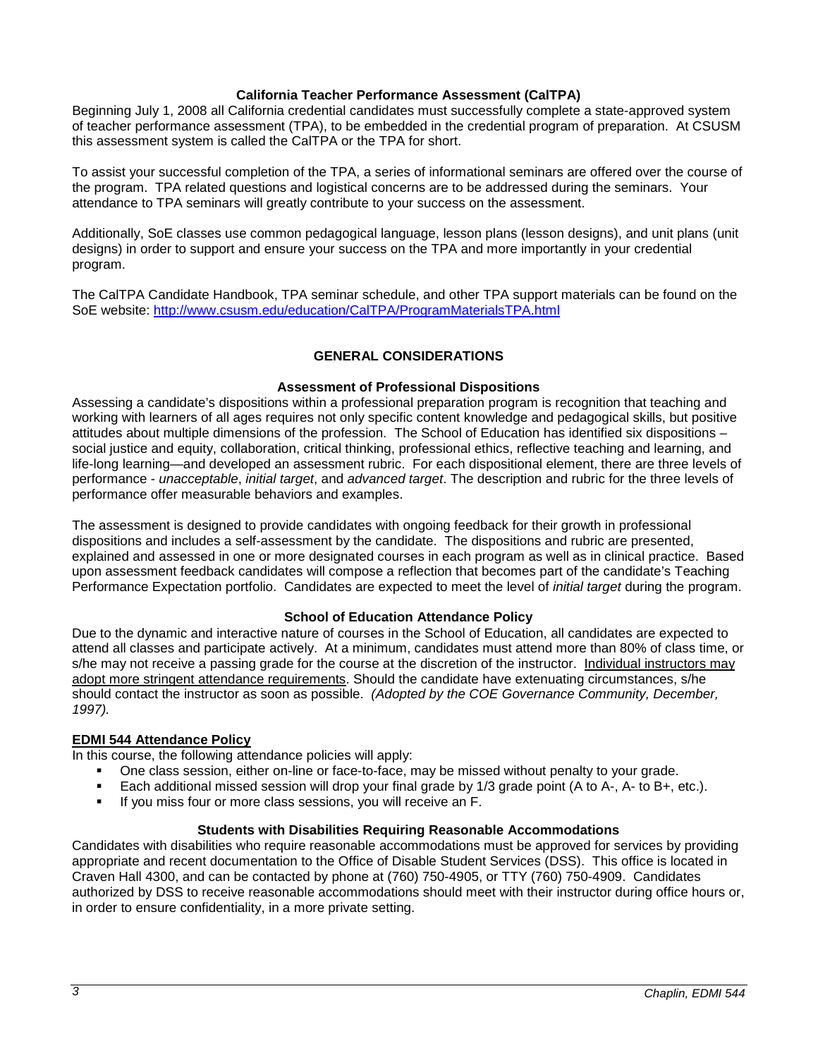### California Teacher Performance Assessment (CalTPA)

Beginning July 1, 2008 all California credential candidates must successfully complete a state-approved system of teacher performance assessment (TPA), to be embedded in the credential program of preparation. At CSUSM this assessment system is called the CalTPA or the TPA for short.

To assist your successful completion of the TPA, a series of informational seminars are offered over the course of the program. TPA related questions and logistical concerns are to be addressed during the seminars. Your attendance to TPA seminars will greatly contribute to your success on the assessment.

Additionally, SoE classes use common pedagogical language, lesson plans (lesson designs), and unit plans (unit designs) in order to support and ensure your success on the TPA and more importantly in your credential program.

The CalTPA Candidate Handbook, TPA seminar schedule, and other TPA support materials can be found on the SoE website: [http://www.csusm.edu/education/CalTPA/ProgramMaterialsTPA.html](http://www.csusm.edu/education/CalTPA/ProgramMaterialsTPA.html)

## GENERAL CONSIDERATIONS

### Assessment of Professional Dispositions

Assessing a candidate's dispositions within a professional preparation program is recognition that teaching and working with learners of all ages requires not only specific content knowledge and pedagogical skills, but positive attitudes about multiple dimensions of the profession. The School of Education has identified six dispositions – social justice and equity, collaboration, critical thinking, professional ethics, reflective teaching and learning, and life-long learning—and developed an assessment rubric. For each dispositional element, there are three levels of performance - *unacceptable*, *initial target*, and *advanced target*. The description and rubric for the three levels of performance offer measurable behaviors and examples.

The assessment is designed to provide candidates with ongoing feedback for their growth in professional dispositions and includes a self-assessment by the candidate. The dispositions and rubric are presented, explained and assessed in one or more designated courses in each program as well as in clinical practice. Based upon assessment feedback candidates will compose a reflection that becomes part of the candidate's Teaching Performance Expectation portfolio. Candidates are expected to meet the level of *initial target* during the program.

### School of Education Attendance Policy

Due to the dynamic and interactive nature of courses in the School of Education, all candidates are expected to attend all classes and participate actively. At a minimum, candidates must attend more than 80% of class time, or s/he may not receive a passing grade for the course at the discretion of the instructor. Individual instructors may adopt more stringent attendance requirements. Should the candidate have extenuating circumstances, s/he should contact the instructor as soon as possible. *(Adopted by the COE Governance Community, December, 1997).*

### EDMI 544 Attendance Policy

In this course, the following attendance policies will apply:

- One class session, either on-line or face-to-face, may be missed without penalty to your grade.
- Each additional missed session will drop your final grade by 1/3 grade point (A to A-, A- to B+, etc.).
- If you miss four or more class sessions, you will receive an F.

### Students with Disabilities Requiring Reasonable Accommodations

Candidates with disabilities who require reasonable accommodations must be approved for services by providing appropriate and recent documentation to the Office of Disable Student Services (DSS). This office is located in Craven Hall 4300, and can be contacted by phone at (760) 750-4905, or TTY (760) 750-4909. Candidates authorized by DSS to receive reasonable accommodations should meet with their instructor during office hours or, in order to ensure confidentiality, in a more private setting.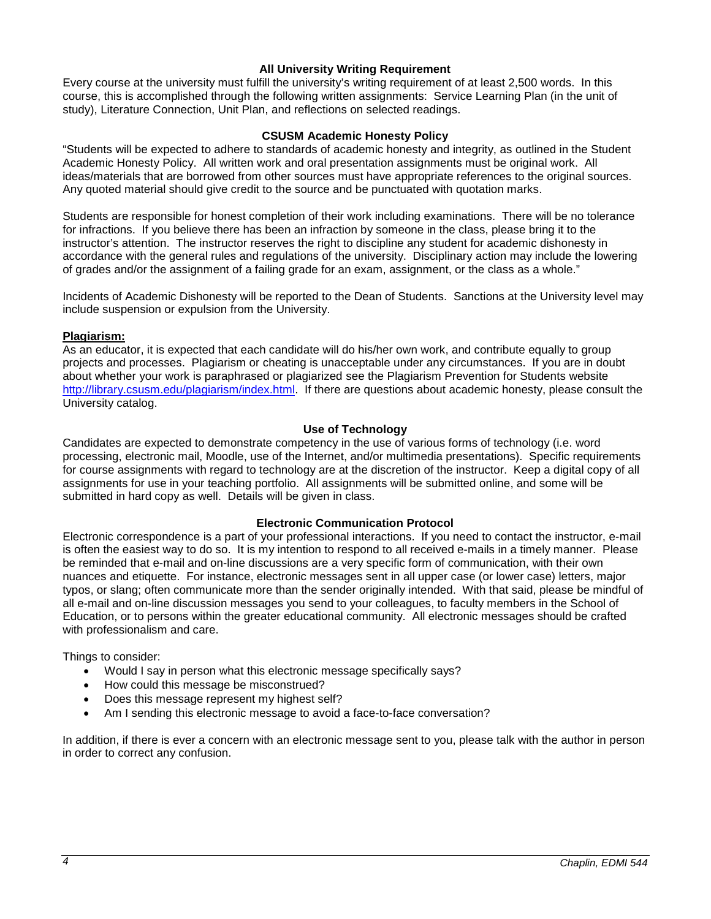### All University Writing Requirement

Every course at the university must fulfill the university's writing requirement of at least 2,500 words. In this course, this is accomplished through the following written assignments: Service Learning Plan (in the unit of study), Literature Connection, Unit Plan, and reflections on selected readings.

### CSUSM Academic Honesty Policy

"Students will be expected to adhere to standards of academic honesty and integrity, as outlined in the Student Academic Honesty Policy. All written work and oral presentation assignments must be original work. All ideas/materials that are borrowed from other sources must have appropriate references to the original sources. Any quoted material should give credit to the source and be punctuated with quotation marks.

Students are responsible for honest completion of their work including examinations. There will be no tolerance for infractions. If you believe there has been an infraction by someone in the class, please bring it to the instructor's attention. The instructor reserves the right to discipline any student for academic dishonesty in accordance with the general rules and regulations of the university. Disciplinary action may include the lowering of grades and/or the assignment of a failing grade for an exam, assignment, or the class as a whole."

Incidents of Academic Dishonesty will be reported to the Dean of Students. Sanctions at the University level may include suspension or expulsion from the University.

**Plagiarism:**

As an educator, it is expected that each candidate will do his/her own work, and contribute equally to group projects and processes. Plagiarism or cheating is unacceptable under any circumstances. If you are in doubt about whether your work is paraphrased or plagiarized see the Plagiarism Prevention for Students website http://library.csusm.edu/plagiarism/index.html. If there are questions about academic honesty, please consult the University catalog.

### Use of Technology

Candidates are expected to demonstrate competency in the use of various forms of technology (i.e. word processing, electronic mail, Moodle, use of the Internet, and/or multimedia presentations). Specific requirements for course assignments with regard to technology are at the discretion of the instructor. Keep a digital copy of all assignments for use in your teaching portfolio. All assignments will be submitted online, and some will be submitted in hard copy as well. Details will be given in class.

### Electronic Communication Protocol

Electronic correspondence is a part of your professional interactions. If you need to contact the instructor, e-mail is often the easiest way to do so. It is my intention to respond to all received e-mails in a timely manner. Please be reminded that e-mail and on-line discussions are a very specific form of communication, with their own nuances and etiquette. For instance, electronic messages sent in all upper case (or lower case) letters, major typos, or slang; often communicate more than the sender originally intended. With that said, please be mindful of all e-mail and on-line discussion messages you send to your colleagues, to faculty members in the School of Education, or to persons within the greater educational community. All electronic messages should be crafted with professionalism and care.

Things to consider:

- Would I say in person what this electronic message specifically says?
- How could this message be misconstrued?
- Does this message represent my highest self?
- Am I sending this electronic message to avoid a face-to-face conversation?

In addition, if there is ever a concern with an electronic message sent to you, please talk with the author in person in order to correct any confusion.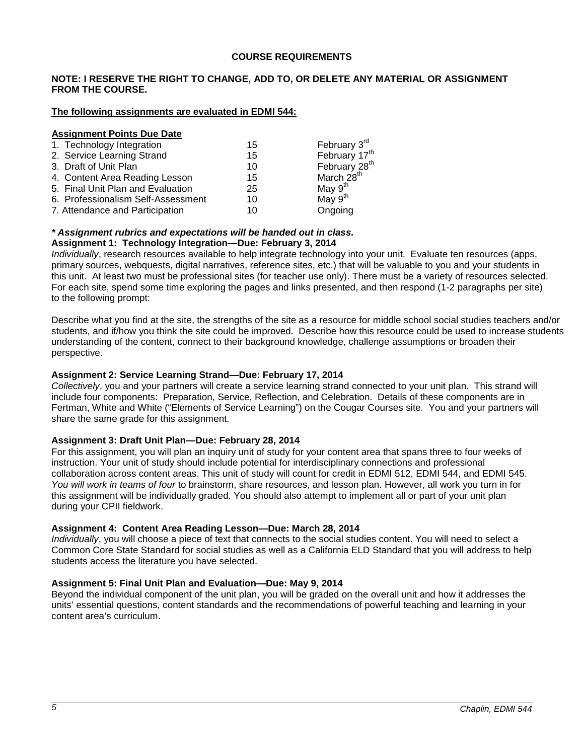**COURSE REQUIREMENTS**

**NOTE: I RESERVE THE RIGHT TO CHANGE, ADD TO, OR DELETE ANY MATERIAL OR ASSIGNMENT FROM THE COURSE.**

**The following assignments are evaluated in EDMI 544:**

| Assignment | Points | Due Date |
|---|---|---|
| 1. Technology Integration | 15 | February 3rd |
| 2. Service Learning Strand | 15 | February 17th |
| 3. Draft of Unit Plan | 10 | February 28th |
| 4. Content Area Reading Lesson | 15 | March 28th |
| 5. Final Unit Plan and Evaluation | 25 | May 9th |
| 6. Professionalism Self-Assessment | 10 | May 9th |
| 7. Attendance and Participation | 10 | Ongoing |

***\* Assignment rubrics and expectations will be handed out in class.***

**Assignment 1: Technology Integration—Due: February 3, 2014**

*Individually*, research resources available to help integrate technology into your unit. Evaluate ten resources (apps, primary sources, webquests, digital narratives, reference sites, etc.) that will be valuable to you and your students in this unit. At least two must be professional sites (for teacher use only). There must be a variety of resources selected. For each site, spend some time exploring the pages and links presented, and then respond (1-2 paragraphs per site) to the following prompt:

Describe what you find at the site, the strengths of the site as a resource for middle school social studies teachers and/or students, and if/how you think the site could be improved. Describe how this resource could be used to increase students understanding of the content, connect to their background knowledge, challenge assumptions or broaden their perspective.

**Assignment 2: Service Learning Strand—Due: February 17, 2014**

*Collectively*, you and your partners will create a service learning strand connected to your unit plan. This strand will include four components: Preparation, Service, Reflection, and Celebration. Details of these components are in Fertman, White and White ("Elements of Service Learning") on the Cougar Courses site. You and your partners will share the same grade for this assignment.

**Assignment 3: Draft Unit Plan—Due: February 28, 2014**

For this assignment, you will plan an inquiry unit of study for your content area that spans three to four weeks of instruction. Your unit of study should include potential for interdisciplinary connections and professional collaboration across content areas. This unit of study will count for credit in EDMI 512, EDMI 544, and EDMI 545. *You will work in teams of four* to brainstorm, share resources, and lesson plan. However, all work you turn in for this assignment will be individually graded. You should also attempt to implement all or part of your unit plan during your CPII fieldwork.

**Assignment 4: Content Area Reading Lesson—Due: March 28, 2014**

*Individually*, you will choose a piece of text that connects to the social studies content. You will need to select a Common Core State Standard for social studies as well as a California ELD Standard that you will address to help students access the literature you have selected.

**Assignment 5: Final Unit Plan and Evaluation—Due: May 9, 2014**

Beyond the individual component of the unit plan, you will be graded on the overall unit and how it addresses the units' essential questions, content standards and the recommendations of powerful teaching and learning in your content area's curriculum.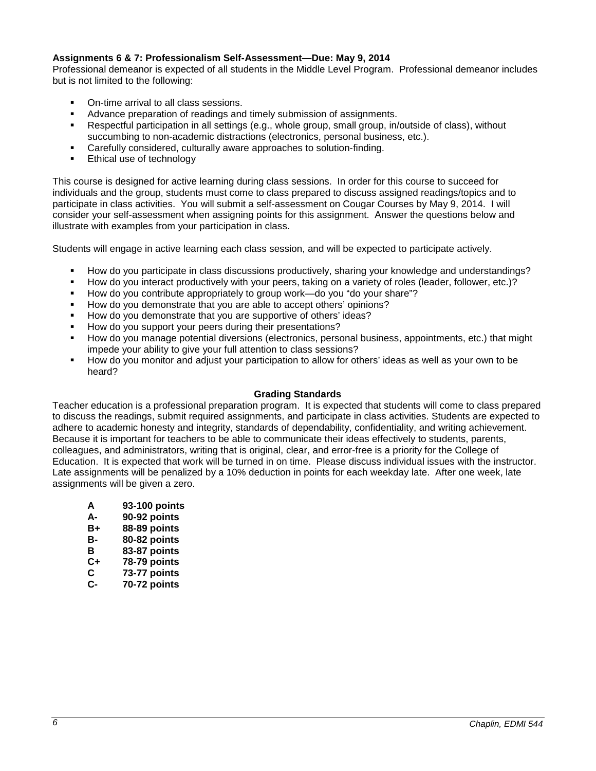**Assignments 6 & 7: Professionalism Self-Assessment—Due: May 9, 2014**

Professional demeanor is expected of all students in the Middle Level Program. Professional demeanor includes but is not limited to the following:

- On-time arrival to all class sessions.
- Advance preparation of readings and timely submission of assignments.
- Respectful participation in all settings (e.g., whole group, small group, in/outside of class), without succumbing to non-academic distractions (electronics, personal business, etc.).
- Carefully considered, culturally aware approaches to solution-finding.
- Ethical use of technology

This course is designed for active learning during class sessions. In order for this course to succeed for individuals and the group, students must come to class prepared to discuss assigned readings/topics and to participate in class activities. You will submit a self-assessment on Cougar Courses by May 9, 2014. I will consider your self-assessment when assigning points for this assignment. Answer the questions below and illustrate with examples from your participation in class.

Students will engage in active learning each class session, and will be expected to participate actively.

- How do you participate in class discussions productively, sharing your knowledge and understandings?
- How do you interact productively with your peers, taking on a variety of roles (leader, follower, etc.)?
- How do you contribute appropriately to group work—do you "do your share"?
- How do you demonstrate that you are able to accept others' opinions?
- How do you demonstrate that you are supportive of others' ideas?
- How do you support your peers during their presentations?
- How do you manage potential diversions (electronics, personal business, appointments, etc.) that might impede your ability to give your full attention to class sessions?
- How do you monitor and adjust your participation to allow for others' ideas as well as your own to be heard?

**Grading Standards**

Teacher education is a professional preparation program. It is expected that students will come to class prepared to discuss the readings, submit required assignments, and participate in class activities. Students are expected to adhere to academic honesty and integrity, standards of dependability, confidentiality, and writing achievement. Because it is important for teachers to be able to communicate their ideas effectively to students, parents, colleagues, and administrators, writing that is original, clear, and error-free is a priority for the College of Education. It is expected that work will be turned in on time. Please discuss individual issues with the instructor. Late assignments will be penalized by a 10% deduction in points for each weekday late. After one week, late assignments will be given a zero.

| | |
|---|---|
| **A** | **93-100 points** |
| **A-** | **90-92 points** |
| **B+** | **88-89 points** |
| **B-** | **80-82 points** |
| **B** | **83-87 points** |
| **C+** | **78-79 points** |
| **C** | **73-77 points** |
| **C-** | **70-72 points** |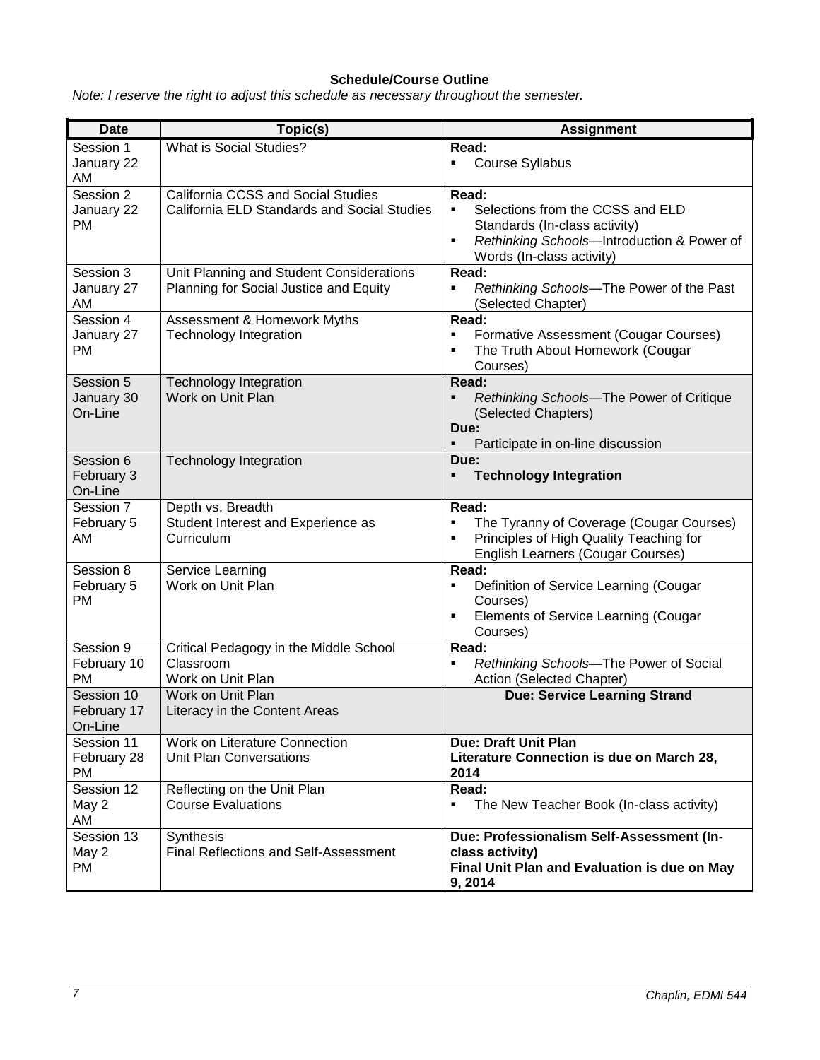**Schedule/Course Outline**

*Note: I reserve the right to adjust this schedule as necessary throughout the semester.*

| Date | Topic(s) | Assignment |
|---|---|---|
| Session 1 January 22 AM | What is Social Studies? | **Read:** ▪ Course Syllabus |
| Session 2 January 22 PM | California CCSS and Social Studies California ELD Standards and Social Studies | **Read:** ▪ Selections from the CCSS and ELD Standards (In-class activity) ▪ *Rethinking Schools*—Introduction & Power of Words (In-class activity) |
| Session 3 January 27 AM | Unit Planning and Student Considerations Planning for Social Justice and Equity | **Read:** ▪ *Rethinking Schools*—The Power of the Past (Selected Chapter) |
| Session 4 January 27 PM | Assessment & Homework Myths Technology Integration | **Read:** ▪ Formative Assessment (Cougar Courses) ▪ The Truth About Homework (Cougar Courses) |
| Session 5 January 30 On-Line | Technology Integration Work on Unit Plan | **Read:** ▪ *Rethinking Schools*—The Power of Critique (Selected Chapters) **Due:** ▪ Participate in on-line discussion |
| Session 6 February 3 On-Line | Technology Integration | **Due:** ▪ **Technology Integration** |
| Session 7 February 5 AM | Depth vs. Breadth Student Interest and Experience as Curriculum | **Read:** ▪ The Tyranny of Coverage (Cougar Courses) ▪ Principles of High Quality Teaching for English Learners (Cougar Courses) |
| Session 8 February 5 PM | Service Learning Work on Unit Plan | **Read:** ▪ Definition of Service Learning (Cougar Courses) ▪ Elements of Service Learning (Cougar Courses) |
| Session 9 February 10 PM | Critical Pedagogy in the Middle School Classroom Work on Unit Plan | **Read:** ▪ *Rethinking Schools*—The Power of Social Action (Selected Chapter) |
| Session 10 February 17 On-Line | Work on Unit Plan Literacy in the Content Areas | **Due: Service Learning Strand** |
| Session 11 February 28 PM | Work on Literature Connection Unit Plan Conversations | **Due: Draft Unit Plan** **Literature Connection is due on March 28, 2014** |
| Session 12 May 2 AM | Reflecting on the Unit Plan Course Evaluations | **Read:** ▪ The New Teacher Book (In-class activity) |
| Session 13 May 2 PM | Synthesis Final Reflections and Self-Assessment | **Due: Professionalism Self-Assessment (In-class activity)** **Final Unit Plan and Evaluation is due on May 9, 2014** |